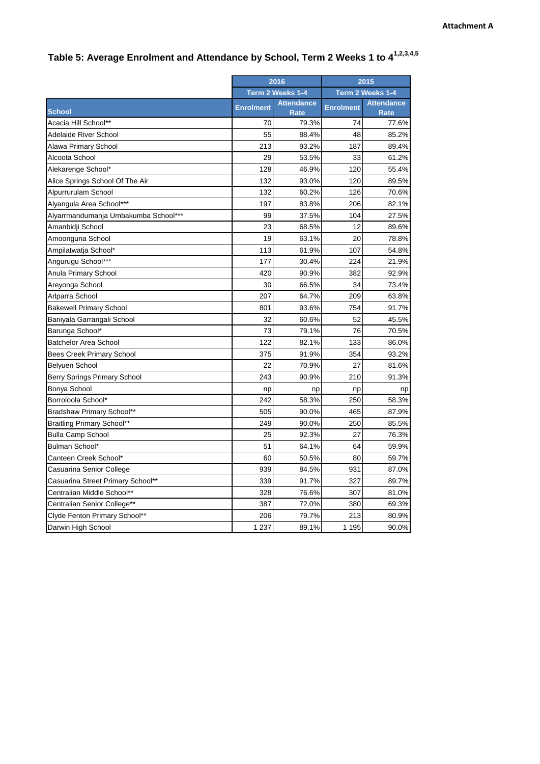Attachment A

# Table 5: Average Enrolment and Attendance by School, Term 2 Weeks 1 to 4[1,2,3,4,5]

| | 2016 | | 2015 | |
|---|---|---|---|---|
| | Term 2 Weeks 1-4 | | Term 2 Weeks 1-4 | |
| School | Enrolment | Attendance Rate | Enrolment | Attendance Rate |
| Acacia Hill School** | 70 | 79.3% | 74 | 77.6% |
| Adelaide River School | 55 | 88.4% | 48 | 85.2% |
| Alawa Primary School | 213 | 93.2% | 187 | 89.4% |
| Alcoota School | 29 | 53.5% | 33 | 61.2% |
| Alekarenge School* | 128 | 46.9% | 120 | 55.4% |
| Alice Springs School Of The Air | 132 | 93.0% | 120 | 89.5% |
| Alpurrurulam School | 132 | 60.2% | 126 | 70.6% |
| Alyangula Area School*** | 197 | 83.8% | 206 | 82.1% |
| Alyarrmandumanja Umbakumba School*** | 99 | 37.5% | 104 | 27.5% |
| Amanbidji School | 23 | 68.5% | 12 | 89.6% |
| Amoonguna School | 19 | 63.1% | 20 | 78.8% |
| Ampilatwatja School* | 113 | 61.9% | 107 | 54.8% |
| Angurugu School*** | 177 | 30.4% | 224 | 21.9% |
| Anula Primary School | 420 | 90.9% | 382 | 92.9% |
| Areyonga School | 30 | 66.5% | 34 | 73.4% |
| Arlparra School | 207 | 64.7% | 209 | 63.8% |
| Bakewell Primary School | 801 | 93.6% | 754 | 91.7% |
| Baniyala Garrangali School | 32 | 60.6% | 52 | 45.5% |
| Barunga School* | 73 | 79.1% | 76 | 70.5% |
| Batchelor Area School | 122 | 82.1% | 133 | 86.0% |
| Bees Creek Primary School | 375 | 91.9% | 354 | 93.2% |
| Belyuen School | 22 | 70.9% | 27 | 81.6% |
| Berry Springs Primary School | 243 | 90.9% | 210 | 91.3% |
| Bonya School | np | np | np | np |
| Borroloola School* | 242 | 58.3% | 250 | 58.3% |
| Bradshaw Primary School** | 505 | 90.0% | 465 | 87.9% |
| Braitling Primary School** | 249 | 90.0% | 250 | 85.5% |
| Bulla Camp School | 25 | 92.3% | 27 | 76.3% |
| Bulman School* | 51 | 64.1% | 64 | 59.9% |
| Canteen Creek School* | 60 | 50.5% | 80 | 59.7% |
| Casuarina Senior College | 939 | 84.5% | 931 | 87.0% |
| Casuarina Street Primary School** | 339 | 91.7% | 327 | 89.7% |
| Centralian Middle School** | 328 | 76.6% | 307 | 81.0% |
| Centralian Senior College** | 387 | 72.0% | 380 | 69.3% |
| Clyde Fenton Primary School** | 206 | 79.7% | 213 | 80.9% |
| Darwin High School | 1 237 | 89.1% | 1 195 | 90.0% |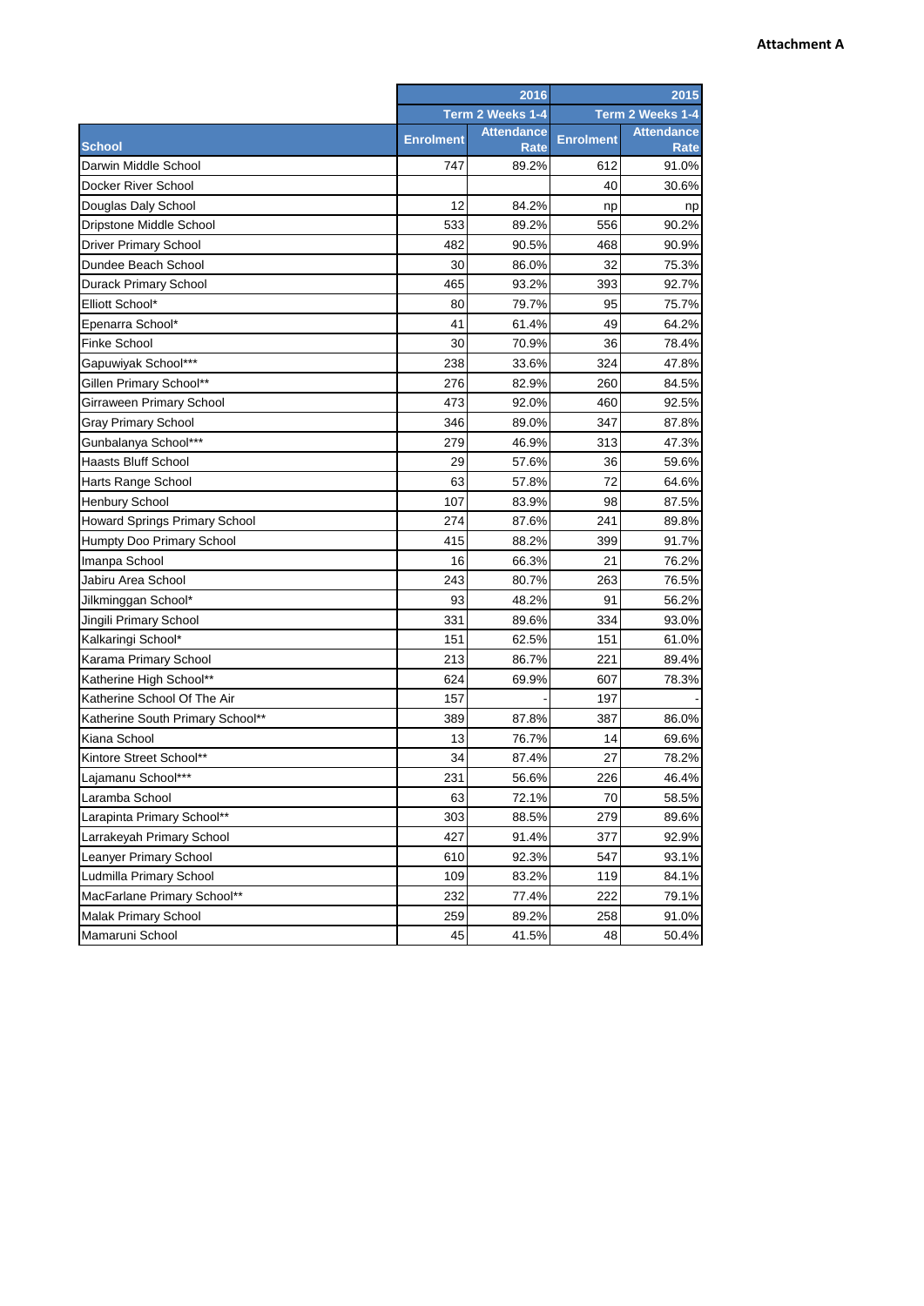**Attachment A**

| | 2016 | | 2015 | |
|---|---|---|---|---|
| | Term 2 Weeks 1-4 | | Term 2 Weeks 1-4 | |
| School | Enrolment | Attendance Rate | Enrolment | Attendance Rate |
| Darwin Middle School | 747 | 89.2% | 612 | 91.0% |
| Docker River School | | | 40 | 30.6% |
| Douglas Daly School | 12 | 84.2% | np | np |
| Dripstone Middle School | 533 | 89.2% | 556 | 90.2% |
| Driver Primary School | 482 | 90.5% | 468 | 90.9% |
| Dundee Beach School | 30 | 86.0% | 32 | 75.3% |
| Durack Primary School | 465 | 93.2% | 393 | 92.7% |
| Elliott School* | 80 | 79.7% | 95 | 75.7% |
| Epenarra School* | 41 | 61.4% | 49 | 64.2% |
| Finke School | 30 | 70.9% | 36 | 78.4% |
| Gapuwiyak School*** | 238 | 33.6% | 324 | 47.8% |
| Gillen Primary School** | 276 | 82.9% | 260 | 84.5% |
| Girraween Primary School | 473 | 92.0% | 460 | 92.5% |
| Gray Primary School | 346 | 89.0% | 347 | 87.8% |
| Gunbalanya School*** | 279 | 46.9% | 313 | 47.3% |
| Haasts Bluff School | 29 | 57.6% | 36 | 59.6% |
| Harts Range School | 63 | 57.8% | 72 | 64.6% |
| Henbury School | 107 | 83.9% | 98 | 87.5% |
| Howard Springs Primary School | 274 | 87.6% | 241 | 89.8% |
| Humpty Doo Primary School | 415 | 88.2% | 399 | 91.7% |
| Imanpa School | 16 | 66.3% | 21 | 76.2% |
| Jabiru Area School | 243 | 80.7% | 263 | 76.5% |
| Jilkminggan School* | 93 | 48.2% | 91 | 56.2% |
| Jingili Primary School | 331 | 89.6% | 334 | 93.0% |
| Kalkaringi School* | 151 | 62.5% | 151 | 61.0% |
| Karama Primary School | 213 | 86.7% | 221 | 89.4% |
| Katherine High School** | 624 | 69.9% | 607 | 78.3% |
| Katherine School Of The Air | 157 | - | 197 | - |
| Katherine South Primary School** | 389 | 87.8% | 387 | 86.0% |
| Kiana School | 13 | 76.7% | 14 | 69.6% |
| Kintore Street School** | 34 | 87.4% | 27 | 78.2% |
| Lajamanu School*** | 231 | 56.6% | 226 | 46.4% |
| Laramba School | 63 | 72.1% | 70 | 58.5% |
| Larapinta Primary School** | 303 | 88.5% | 279 | 89.6% |
| Larrakeyah Primary School | 427 | 91.4% | 377 | 92.9% |
| Leanyer Primary School | 610 | 92.3% | 547 | 93.1% |
| Ludmilla Primary School | 109 | 83.2% | 119 | 84.1% |
| MacFarlane Primary School** | 232 | 77.4% | 222 | 79.1% |
| Malak Primary School | 259 | 89.2% | 258 | 91.0% |
| Mamaruni School | 45 | 41.5% | 48 | 50.4% |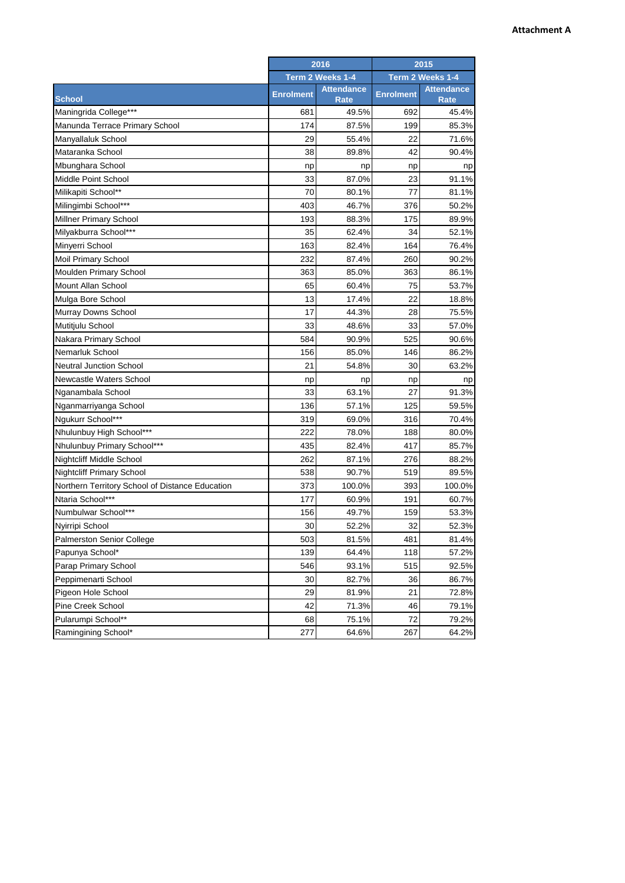**Attachment A**

| School | 2016 | | 2015 | |
|---|---|---|---|---|
| | Term 2 Weeks 1-4 | | Term 2 Weeks 1-4 | |
| | Enrolment | Attendance Rate | Enrolment | Attendance Rate |
| Maningrida College*** | 681 | 49.5% | 692 | 45.4% |
| Manunda Terrace Primary School | 174 | 87.5% | 199 | 85.3% |
| Manyallaluk School | 29 | 55.4% | 22 | 71.6% |
| Mataranka School | 38 | 89.8% | 42 | 90.4% |
| Mbunghara School | np | np | np | np |
| Middle Point School | 33 | 87.0% | 23 | 91.1% |
| Milikapiti School** | 70 | 80.1% | 77 | 81.1% |
| Milingimbi School*** | 403 | 46.7% | 376 | 50.2% |
| Millner Primary School | 193 | 88.3% | 175 | 89.9% |
| Milyakburra School*** | 35 | 62.4% | 34 | 52.1% |
| Minyerri School | 163 | 82.4% | 164 | 76.4% |
| Moil Primary School | 232 | 87.4% | 260 | 90.2% |
| Moulden Primary School | 363 | 85.0% | 363 | 86.1% |
| Mount Allan School | 65 | 60.4% | 75 | 53.7% |
| Mulga Bore School | 13 | 17.4% | 22 | 18.8% |
| Murray Downs School | 17 | 44.3% | 28 | 75.5% |
| Mutitjulu School | 33 | 48.6% | 33 | 57.0% |
| Nakara Primary School | 584 | 90.9% | 525 | 90.6% |
| Nemarluk School | 156 | 85.0% | 146 | 86.2% |
| Neutral Junction School | 21 | 54.8% | 30 | 63.2% |
| Newcastle Waters School | np | np | np | np |
| Nganambala School | 33 | 63.1% | 27 | 91.3% |
| Nganmarriyanga School | 136 | 57.1% | 125 | 59.5% |
| Ngukurr School*** | 319 | 69.0% | 316 | 70.4% |
| Nhulunbuy High School*** | 222 | 78.0% | 188 | 80.0% |
| Nhulunbuy Primary School*** | 435 | 82.4% | 417 | 85.7% |
| Nightcliff Middle School | 262 | 87.1% | 276 | 88.2% |
| Nightcliff Primary School | 538 | 90.7% | 519 | 89.5% |
| Northern Territory School of Distance Education | 373 | 100.0% | 393 | 100.0% |
| Ntaria School*** | 177 | 60.9% | 191 | 60.7% |
| Numbulwar School*** | 156 | 49.7% | 159 | 53.3% |
| Nyirripi School | 30 | 52.2% | 32 | 52.3% |
| Palmerston Senior College | 503 | 81.5% | 481 | 81.4% |
| Papunya School* | 139 | 64.4% | 118 | 57.2% |
| Parap Primary School | 546 | 93.1% | 515 | 92.5% |
| Peppimenarti School | 30 | 82.7% | 36 | 86.7% |
| Pigeon Hole School | 29 | 81.9% | 21 | 72.8% |
| Pine Creek School | 42 | 71.3% | 46 | 79.1% |
| Pularumpi School** | 68 | 75.1% | 72 | 79.2% |
| Ramingining School* | 277 | 64.6% | 267 | 64.2% |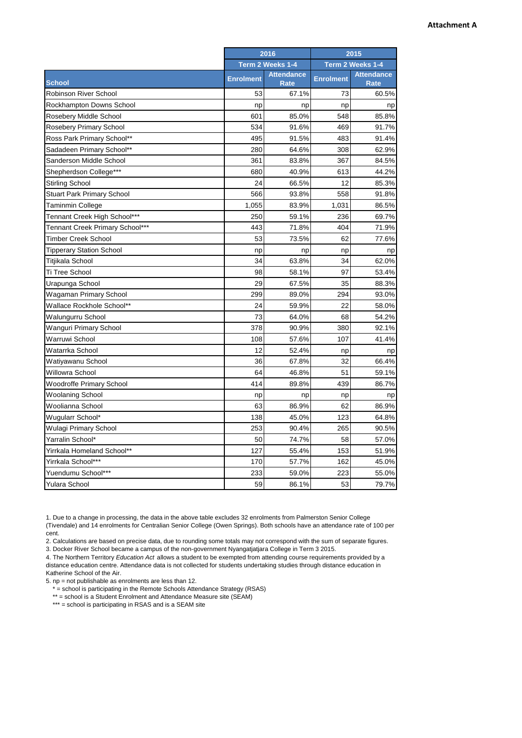**Attachment A**

| | 2016 | | 2015 | |
|---|---|---|---|---|
| | Term 2 Weeks 1-4 | | Term 2 Weeks 1-4 | |
| School | Enrolment | Attendance Rate | Enrolment | Attendance Rate |
| Robinson River School | 53 | 67.1% | 73 | 60.5% |
| Rockhampton Downs School | np | np | np | np |
| Rosebery Middle School | 601 | 85.0% | 548 | 85.8% |
| Rosebery Primary School | 534 | 91.6% | 469 | 91.7% |
| Ross Park Primary School** | 495 | 91.5% | 483 | 91.4% |
| Sadadeen Primary School** | 280 | 64.6% | 308 | 62.9% |
| Sanderson Middle School | 361 | 83.8% | 367 | 84.5% |
| Shepherdson College*** | 680 | 40.9% | 613 | 44.2% |
| Stirling School | 24 | 66.5% | 12 | 85.3% |
| Stuart Park Primary School | 566 | 93.8% | 558 | 91.8% |
| Taminmin College | 1,055 | 83.9% | 1,031 | 86.5% |
| Tennant Creek High School*** | 250 | 59.1% | 236 | 69.7% |
| Tennant Creek Primary School*** | 443 | 71.8% | 404 | 71.9% |
| Timber Creek School | 53 | 73.5% | 62 | 77.6% |
| Tipperary Station School | np | np | np | np |
| Titjikala School | 34 | 63.8% | 34 | 62.0% |
| Ti Tree School | 98 | 58.1% | 97 | 53.4% |
| Urapunga School | 29 | 67.5% | 35 | 88.3% |
| Wagaman Primary School | 299 | 89.0% | 294 | 93.0% |
| Wallace Rockhole School** | 24 | 59.9% | 22 | 58.0% |
| Walungurru School | 73 | 64.0% | 68 | 54.2% |
| Wanguri Primary School | 378 | 90.9% | 380 | 92.1% |
| Warruwi School | 108 | 57.6% | 107 | 41.4% |
| Watarrka School | 12 | 52.4% | np | np |
| Watiyawanu School | 36 | 67.8% | 32 | 66.4% |
| Willowra School | 64 | 46.8% | 51 | 59.1% |
| Woodroffe Primary School | 414 | 89.8% | 439 | 86.7% |
| Woolaning School | np | np | np | np |
| Woolianna School | 63 | 86.9% | 62 | 86.9% |
| Wugularr School* | 138 | 45.0% | 123 | 64.8% |
| Wulagi Primary School | 253 | 90.4% | 265 | 90.5% |
| Yarralin School* | 50 | 74.7% | 58 | 57.0% |
| Yirrkala Homeland School** | 127 | 55.4% | 153 | 51.9% |
| Yirrkala School*** | 170 | 57.7% | 162 | 45.0% |
| Yuendumu School*** | 233 | 59.0% | 223 | 55.0% |
| Yulara School | 59 | 86.1% | 53 | 79.7% |

1. Due to a change in processing, the data in the above table excludes 32 enrolments from Palmerston Senior College (Tivendale) and 14 enrolments for Centralian Senior College (Owen Springs). Both schools have an attendance rate of 100 per cent.

2. Calculations are based on precise data, due to rounding some totals may not correspond with the sum of separate figures.

3. Docker River School became a campus of the non-government Nyangatjatjara College in Term 3 2015.

4. The Northern Territory *Education Act* allows a student to be exempted from attending course requirements provided by a distance education centre. Attendance data is not collected for students undertaking studies through distance education in Katherine School of the Air.

5. np = not publishable as enrolments are less than 12.

\* = school is participating in the Remote Schools Attendance Strategy (RSAS)

** = school is a Student Enrolment and Attendance Measure site (SEAM)

*** = school is participating in RSAS and is a SEAM site